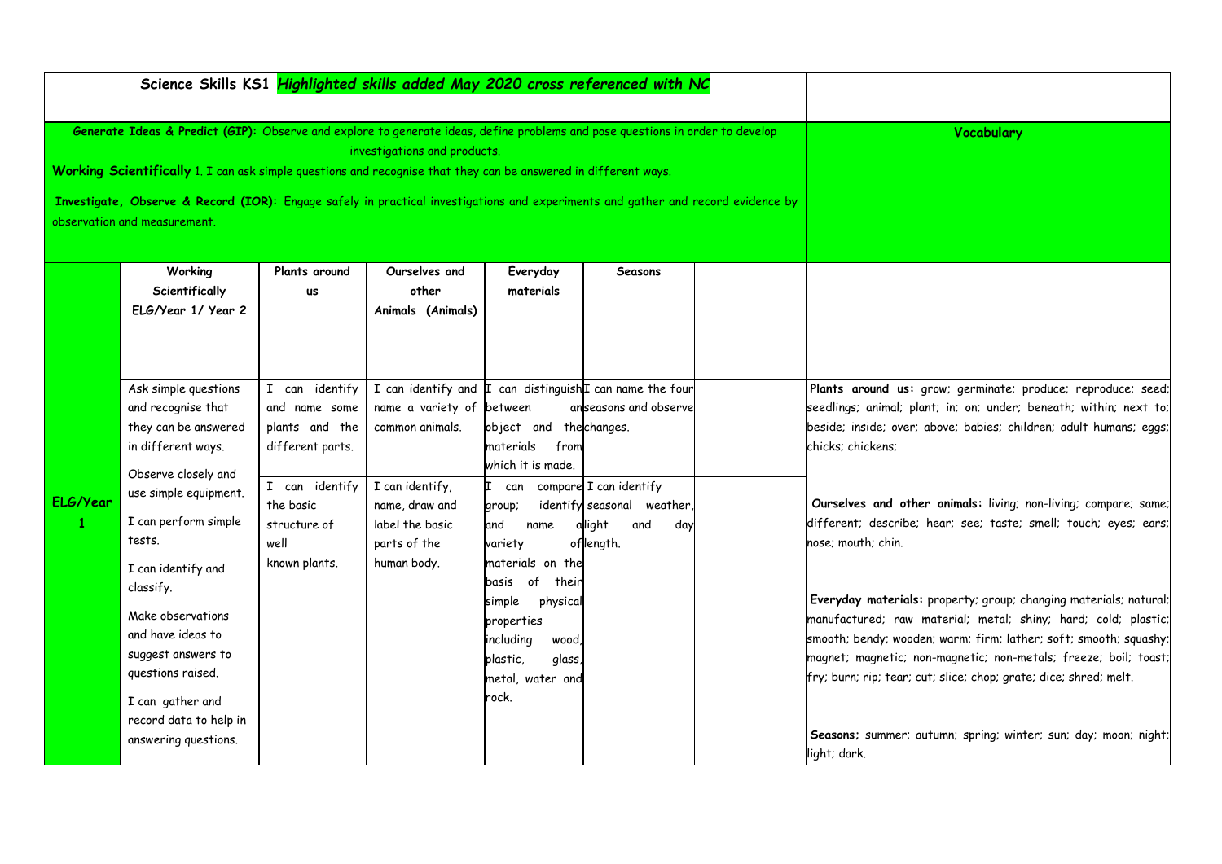**Science Skills KS1** ***Highlighted skills added May 2020 cross referenced with NC***

**Generate Ideas & Predict (GIP):** Observe and explore to generate ideas, define problems and pose questions in order to develop investigations and products.

**Working Scientifically** 1. I can ask simple questions and recognise that they can be answered in different ways.

**Investigate, Observe & Record (IOR):** Engage safely in practical investigations and experiments and gather and record evidence by observation and measurement.

| | Working Scientifically ELG/Year 1/ Year 2 | Plants around us | Ourselves and other Animals (Animals) | Everyday materials | Seasons | | Vocabulary |
|---|---|---|---|---|---|---|---|
| **ELG/Year 1** | Ask simple questions and recognise that they can be answered in different ways.<br>Observe closely and use simple equipment.<br>I can perform simple tests.<br>I can identify and classify.<br>Make observations and have ideas to suggest answers to questions raised.<br>I can gather and record data to help in answering questions. | I can identify and name some plants and the different parts.<br><br>I can identify the basic structure of well known plants. | I can identify and name a variety of common animals.<br><br>I can identify, name, draw and label the basic parts of the human body. | I can distinguish between an object and the materials from which it is made.<br><br>I can compare group; identify and name a variety of materials on the basis of their simple physical properties including wood, plastic, glass, metal, water and rock. | I can name the four seasons and observe changes.<br><br>I can identify seasonal weather, light and day length. | | **Plants around us:** grow; germinate; produce; reproduce; seed; seedlings; animal; plant; in; on; under; beneath; within; next to; beside; inside; over; above; babies; children; adult humans; eggs; chicks; chickens;<br><br>**Ourselves and other animals:** living; non-living; compare; same; different; describe; hear; see; taste; smell; touch; eyes; ears; nose; mouth; chin.<br><br>**Everyday materials:** property; group; changing materials; natural; manufactured; raw material; metal; shiny; hard; cold; plastic; smooth; bendy; wooden; warm; firm; lather; soft; smooth; squashy; magnet; magnetic; non-magnetic; non-metals; freeze; boil; toast; fry; burn; rip; tear; cut; slice; chop; grate; dice; shred; melt.<br><br>**Seasons;** summer; autumn; spring; winter; sun; day; moon; night; light; dark. |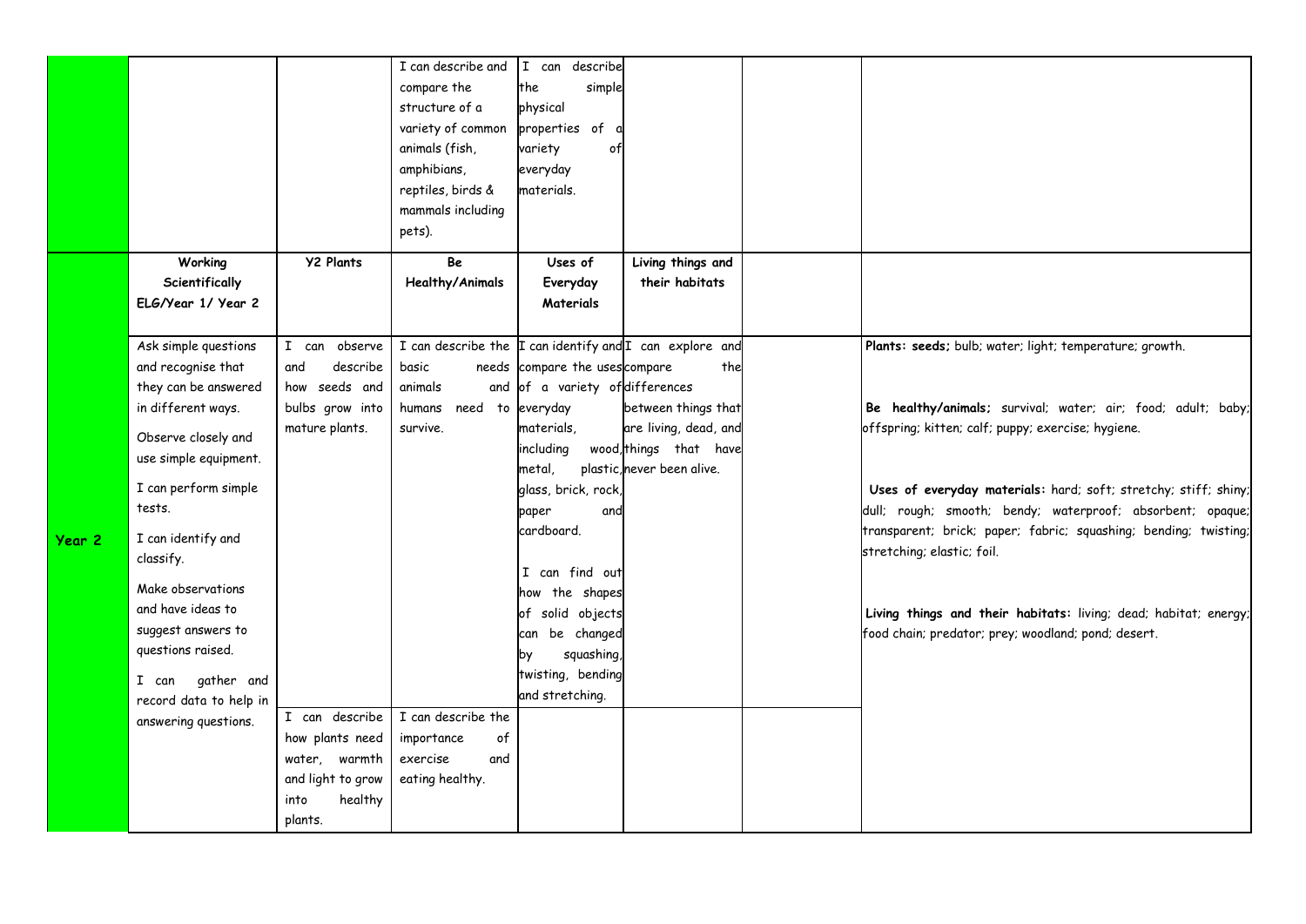| | | | | | | | |
|---|---|---|---|---|---|---|---|
| | | | I can describe and compare the structure of a variety of common animals (fish, amphibians, reptiles, birds & mammals including pets). | I can describe the simple physical properties of a variety of everyday materials. | | | |
| | **Working Scientifically ELG/Year 1/ Year 2** | **Y2 Plants** | **Be Healthy/Animals** | **Uses of Everyday Materials** | **Living things and their habitats** | | |
| **Year 2** | Ask simple questions and recognise that they can be answered in different ways.<br><br>Observe closely and use simple equipment.<br><br>I can perform simple tests.<br><br>I can identify and classify.<br><br>Make observations and have ideas to suggest answers to questions raised.<br><br>I can gather and record data to help in answering questions. | I can observe and describe how seeds and bulbs grow into mature plants. | I can describe the basic needs animals and humans need to survive. | I can identify and compare the uses of a variety of everyday materials, including wood, metal, plastic, glass, brick, rock, paper and cardboard.<br><br>I can find out how the shapes of solid objects can be changed by squashing, twisting, bending and stretching. | I can explore and compare the differences between things that are living, dead, and things that have never been alive. | | **Plants: seeds;** bulb; water; light; temperature; growth.<br><br>**Be healthy/animals;** survival; water; air; food; adult; baby; offspring; kitten; calf; puppy; exercise; hygiene.<br><br>**Uses of everyday materials:** hard; soft; stretchy; stiff; shiny; dull; rough; smooth; bendy; waterproof; absorbent; opaque; transparent; brick; paper; fabric; squashing; bending; twisting; stretching; elastic; foil.<br><br>**Living things and their habitats:** living; dead; habitat; energy; food chain; predator; prey; woodland; pond; desert. |
| | | I can describe how plants need water, warmth and light to grow into healthy plants. | I can describe the importance of exercise and eating healthy. | | | | |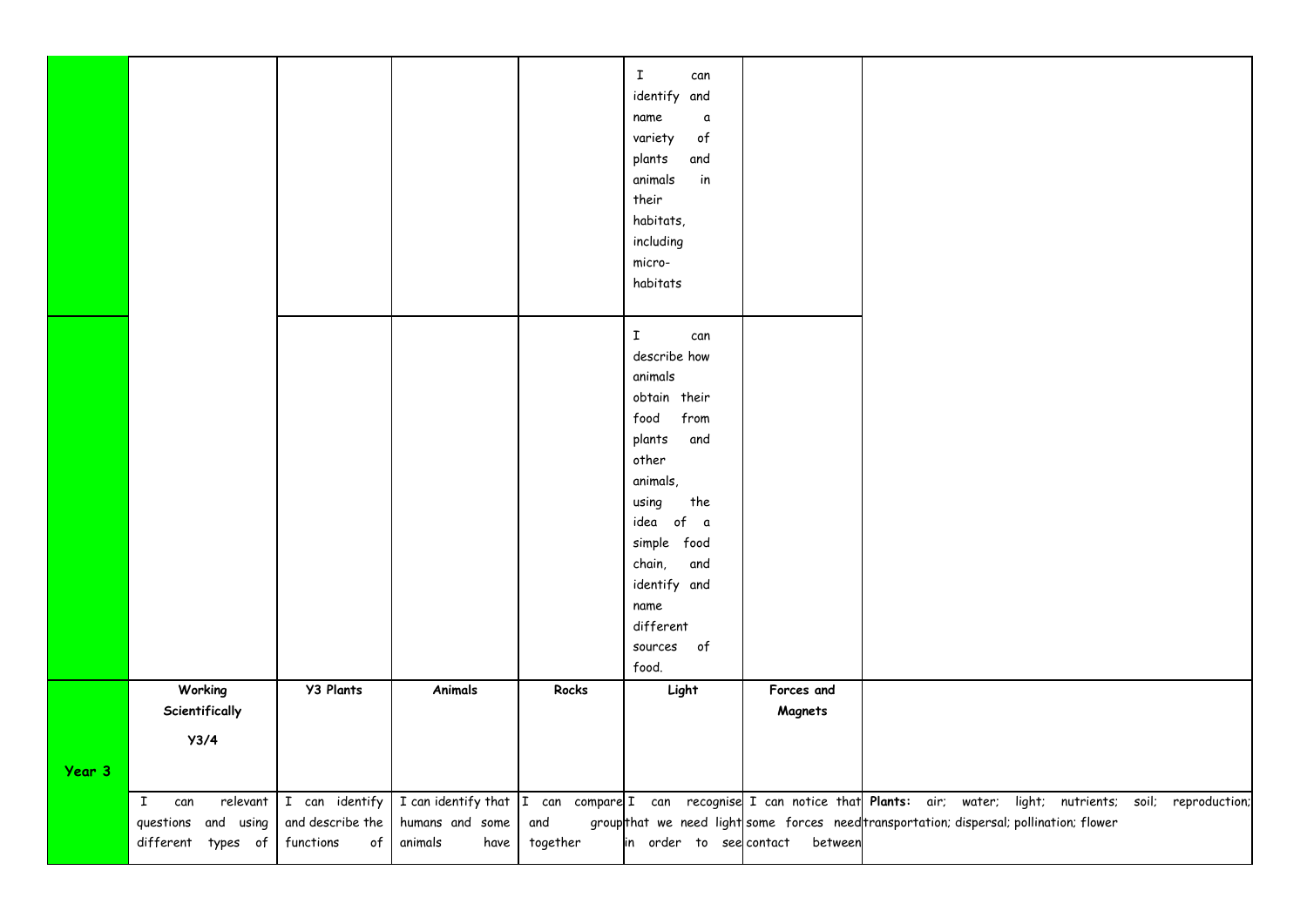| | | | | | | | |
|---|---|---|---|---|---|---|---|
| | | | | | I can identify and name a variety of plants and animals in their habitats, including micro-habitats | | |
| | | | | | I can describe how animals obtain their food from plants and other animals, using the idea of a simple food chain, and identify and name different sources of food. | | |
| **Year 3** | **Working Scientifically Y3/4** | **Y3 Plants** | **Animals** | **Rocks** | **Light** | **Forces and Magnets** | |
| | I can relevant questions and using different types of | I can identify and describe the functions of | I can identify that humans and some animals have | I can compare and group together | I can recognise that we need light in order to see | I can notice that some forces need contact between | **Plants:** air; water; light; nutrients; soil; reproduction; transportation; dispersal; pollination; flower |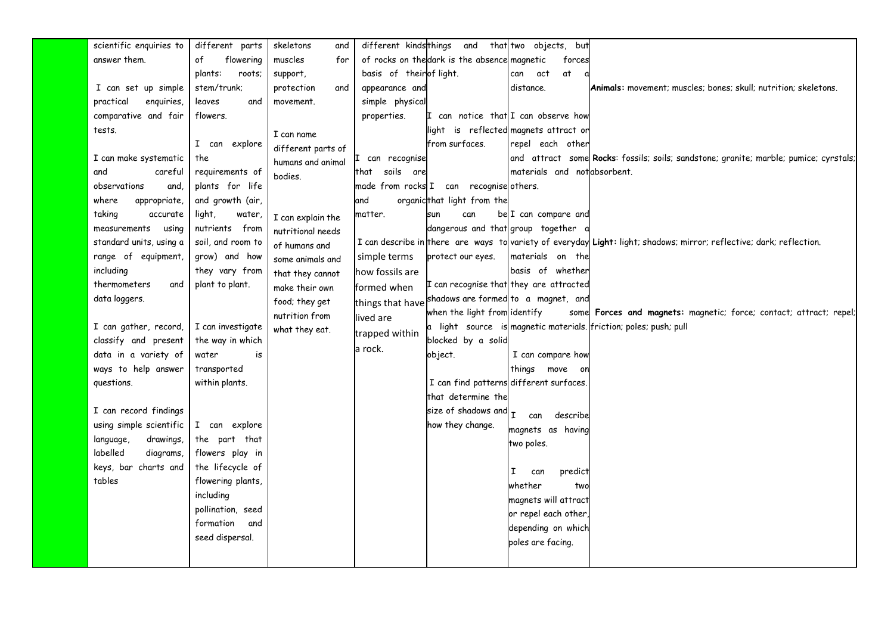| | | | | | | | |
|---|---|---|---|---|---|---|---|
| | scientific enquiries to answer them.<br><br>I can set up simple practical enquiries, comparative and fair tests.<br><br>I can make systematic and careful observations and, where appropriate, taking accurate measurements using standard units, using a range of equipment, including thermometers and data loggers.<br><br>I can gather, record, classify and present data in a variety of ways to help answer questions.<br><br>I can record findings using simple scientific language, drawings, labelled diagrams, keys, bar charts and tables | different parts of flowering plants: roots; stem/trunk; leaves and flowers.<br><br>I can explore the requirements of plants for life and growth (air, light, water, nutrients from soil, and room to grow) and how they vary from plant to plant.<br><br>I can investigate the way in which water is transported within plants.<br><br>I can explore the part that flowers play in the lifecycle of flowering plants, including pollination, seed formation and seed dispersal. | skeletons and muscles for support, protection and movement.<br><br>I can name different parts of humans and animal bodies.<br><br>I can explain the nutritional needs of humans and some animals and that they cannot make their own food; they get nutrition from what they eat. | different kinds of rocks on the basis of their appearance and simple physical properties.<br><br>I can recognise that soils are made from rocks and organic matter.<br><br>I can describe in simple terms how fossils are formed when things that have lived are trapped within a rock. | things and that dark is the absence of light.<br><br>I can notice that light is reflected from surfaces.<br><br>I can recognise that light from the sun can be dangerous and that there are ways to protect our eyes.<br><br>I can recognise that shadows are formed when the light from a light source is blocked by a solid object.<br><br>I can find patterns that determine the size of shadows and how they change. | two objects, but magnetic forces can act at a distance.<br><br>I can observe how magnets attract or repel each other and attract some materials and not others.<br><br>I can compare and group together a variety of everyday materials on the basis of whether they are attracted to a magnet, and identify some magnetic materials.<br><br>I can compare how things move on different surfaces.<br><br>I can describe magnets as having two poles.<br><br>I can predict whether two magnets will attract or repel each other, depending on which poles are facing. | **Animals:** movement; muscles; bones; skull; nutrition; skeletons.<br><br>**Rocks**: fossils; soils; sandstone; granite; marble; pumice; cyrstals; absorbent.<br><br>**Light:** light; shadows; mirror; reflective; dark; reflection.<br><br>**Forces and magnets:** magnetic; force; contact; attract; repel; friction; poles; push; pull |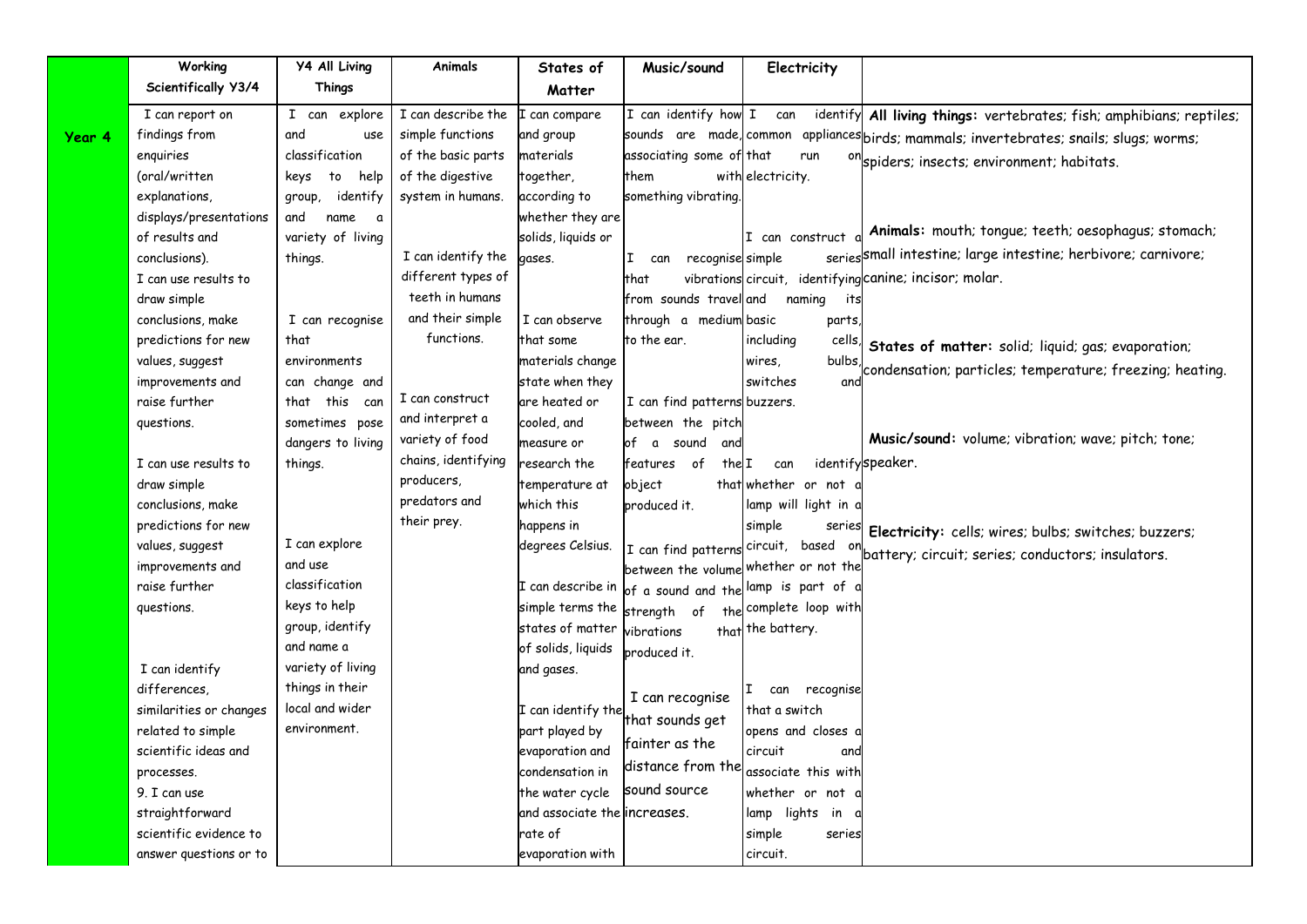| | Working Scientifically Y3/4 | Y4 All Living Things | Animals | States of Matter | Music/sound | Electricity | |
|---|---|---|---|---|---|---|---|
| **Year 4** | I can report on findings from enquiries (oral/written explanations, displays/presentations of results and conclusions).<br>I can use results to draw simple conclusions, make predictions for new values, suggest improvements and raise further questions.<br><br>I can use results to draw simple conclusions, make predictions for new values, suggest improvements and raise further questions.<br><br>I can identify differences, similarities or changes related to simple scientific ideas and processes.<br>9. I can use straightforward scientific evidence to answer questions or to | I can explore and use classification keys to help group, identify and name a variety of living things.<br><br>I can recognise that environments can change and that this can sometimes pose dangers to living things.<br><br>I can explore and use classification keys to help group, identify and name a variety of living things in their local and wider environment. | I can describe the simple functions of the basic parts of the digestive system in humans.<br><br>I can identify the different types of teeth in humans and their simple functions.<br><br>I can construct and interpret a variety of food chains, identifying producers, predators and their prey. | I can compare and group materials together, according to whether they are solids, liquids or gases.<br><br>I can observe that some materials change state when they are heated or cooled, and measure or research the temperature at which this happens in degrees Celsius.<br><br>I can describe in simple terms the states of matter of solids, liquids and gases.<br><br>I can identify the part played by evaporation and condensation in the water cycle and associate the rate of evaporation with | I can identify how sounds are made, associating some of them with something vibrating.<br><br>I can recognise that vibrations from sounds travel through a medium to the ear.<br><br>I can find patterns between the pitch of a sound and features of the object that produced it.<br><br>I can find patterns between the volume of a sound and the strength of the vibrations that produced it.<br><br>I can recognise that sounds get fainter as the distance from the sound source increases. | I can identify common appliances that run on electricity.<br><br>I can construct a simple series circuit, identifying and naming its basic parts, including cells, wires, bulbs, switches and buzzers.<br><br>I can identify whether or not a lamp will light in a simple series circuit, based on whether or not the lamp is part of a complete loop with the battery.<br><br>I can recognise that a switch opens and closes a circuit and associate this with whether or not a lamp lights in a simple series circuit. | **All living things:** vertebrates; fish; amphibians; reptiles; birds; mammals; invertebrates; snails; slugs; worms; spiders; insects; environment; habitats.<br><br>**Animals:** mouth; tongue; teeth; oesophagus; stomach; small intestine; large intestine; herbivore; carnivore; canine; incisor; molar.<br><br>**States of matter:** solid; liquid; gas; evaporation; condensation; particles; temperature; freezing; heating.<br><br>**Music/sound:** volume; vibration; wave; pitch; tone; speaker.<br><br>**Electricity:** cells; wires; bulbs; switches; buzzers; battery; circuit; series; conductors; insulators. |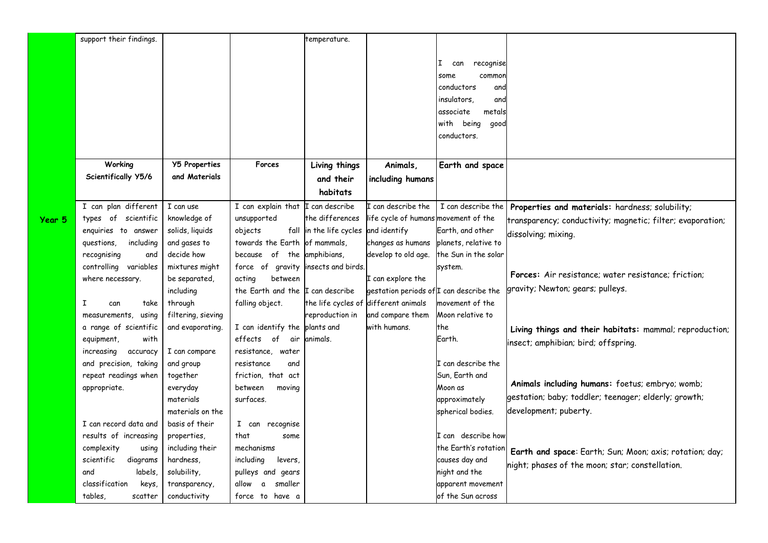| | | | | | | | |
|---|---|---|---|---|---|---|---|
| | support their findings. | | | temperature. | | I can recognise some common conductors and insulators, and associate metals with being good conductors. | |
| | **Working Scientifically Y5/6** | **Y5 Properties and Materials** | **Forces** | **Living things and their habitats** | **Animals, including humans** | **Earth and space** | |
| **Year 5** | I can plan different types of scientific enquiries to answer questions, including recognising and controlling variables where necessary.<br><br>I can take measurements, using a range of scientific equipment, with increasing accuracy and precision, taking repeat readings when appropriate.<br><br>I can record data and results of increasing complexity using scientific diagrams and labels, classification keys, tables, scatter | I can use knowledge of solids, liquids and gases to decide how mixtures might be separated, including through filtering, sieving and evaporating.<br><br>I can compare and group together everyday materials materials on the basis of their properties, including their hardness, solubility, transparency, conductivity | I can explain that unsupported objects fall towards the Earth because of the force of gravity acting between the Earth and the falling object.<br><br>I can identify the effects of air resistance, water resistance and friction, that act between moving surfaces.<br><br>I can recognise that some mechanisms including levers, pulleys and gears allow a smaller force to have a | I can describe the differences in the life cycles of mammals, amphibians, insects and birds.<br><br>I can describe the life cycles of reproduction in plants and animals. | I can describe the life cycle of humans and identify changes as humans develop to old age.<br><br>I can explore the gestation periods of different animals and compare them with humans. | I can describe the movement of the Earth, and other planets, relative to the Sun in the solar system.<br><br>I can describe the movement of the Moon relative to the Earth.<br><br>I can describe the Sun, Earth and Moon as approximately spherical bodies.<br><br>I can describe how the Earth's rotation causes day and night and the apparent movement of the Sun across | **Properties and materials:** hardness; solubility; transparency; conductivity; magnetic; filter; evaporation; dissolving; mixing.<br><br>**Forces:** Air resistance; water resistance; friction; gravity; Newton; gears; pulleys.<br><br>**Living things and their habitats:** mammal; reproduction; insect; amphibian; bird; offspring.<br><br>**Animals including humans:** foetus; embryo; womb; gestation; baby; toddler; teenager; elderly; growth; development; puberty.<br><br>**Earth and space**: Earth; Sun; Moon; axis; rotation; day; night; phases of the moon; star; constellation. |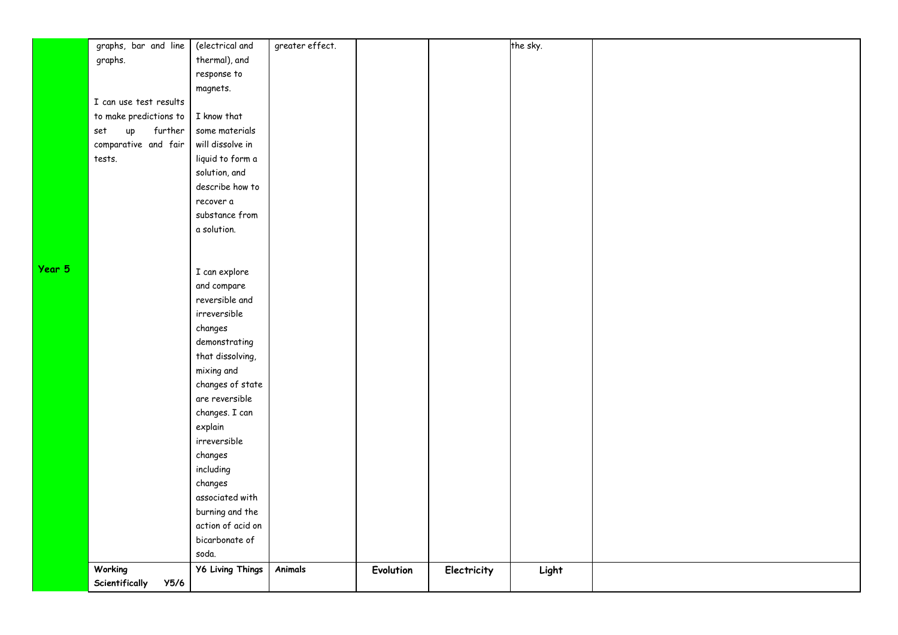| | | | | | | | |
|---|---|---|---|---|---|---|---|
| **Year 5** | graphs, bar and line graphs.<br><br>I can use test results to make predictions to set up further comparative and fair tests. | (electrical and thermal), and response to magnets.<br><br>I know that some materials will dissolve in liquid to form a solution, and describe how to recover a substance from a solution.<br><br>I can explore and compare reversible and irreversible changes demonstrating that dissolving, mixing and changes of state are reversible changes. I can explain irreversible changes including changes associated with burning and the action of acid on bicarbonate of soda. | greater effect. | | | the sky. | |
| | **Working Scientifically Y5/6** | **Y6 Living Things** | **Animals** | **Evolution** | **Electricity** | **Light** | |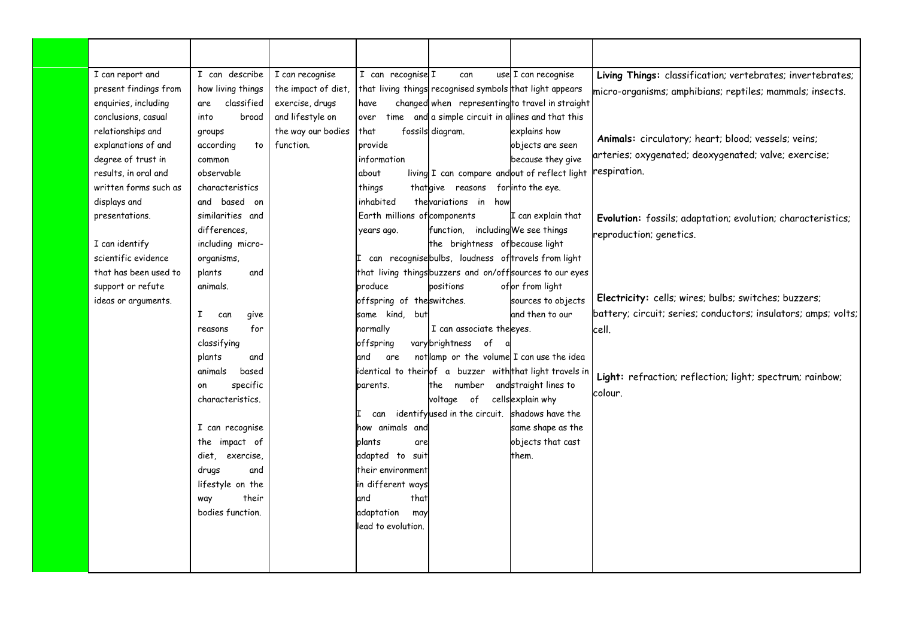| | | | | | | | |
|---|---|---|---|---|---|---|---|
| | | | | | | | |
| | I can report and present findings from enquiries, including conclusions, casual relationships and explanations of and degree of trust in results, in oral and written forms such as displays and presentations.<br><br>I can identify scientific evidence that has been used to support or refute ideas or arguments. | I can describe how living things are classified into broad groups according to common observable characteristics and based on similarities and differences, including micro-organisms, plants and animals.<br><br>I can give reasons for classifying plants and animals based on specific characteristics.<br><br>I can recognise the impact of diet, exercise, drugs and lifestyle on the way their bodies function. | I can recognise the impact of diet, exercise, drugs and lifestyle on the way our bodies function. | I can recognise that living things have changed over time and that fossils provide information about living things that inhabited the Earth millions of years ago.<br><br>I can recognise that living things produce offspring of the same kind, but normally offspring vary and are not identical to their parents.<br><br>I can identify how animals and plants are adapted to suit their environment in different ways and that adaptation may lead to evolution. | I can use recognised symbols when representing a simple circuit in a diagram.<br><br>I can compare and give reasons for the variations in how components function, including the brightness of bulbs, loudness of buzzers and on/off positions of switches.<br><br>I can associate the brightness of a lamp or the volume of a buzzer with the number and voltage of cells used in the circuit. | I can recognise that light appears to travel in straight lines and that this explains how objects are seen because they give out of reflect light into the eye.<br><br>I can explain that We see things because light travels from light sources to our eyes or from light sources to objects and then to our eyes.<br><br>I can use the idea that light travels in straight lines to explain why shadows have the same shape as the objects that cast them. | **Living Things:** classification; vertebrates; invertebrates; micro-organisms; amphibians; reptiles; mammals; insects.<br><br>**Animals:** circulatory; heart; blood; vessels; veins; arteries; oxygenated; deoxygenated; valve; exercise; respiration.<br><br>**Evolution:** fossils; adaptation; evolution; characteristics; reproduction; genetics.<br><br>**Electricity:** cells; wires; bulbs; switches; buzzers; battery; circuit; series; conductors; insulators; amps; volts; cell.<br><br>**Light:** refraction; reflection; light; spectrum; rainbow; colour. |